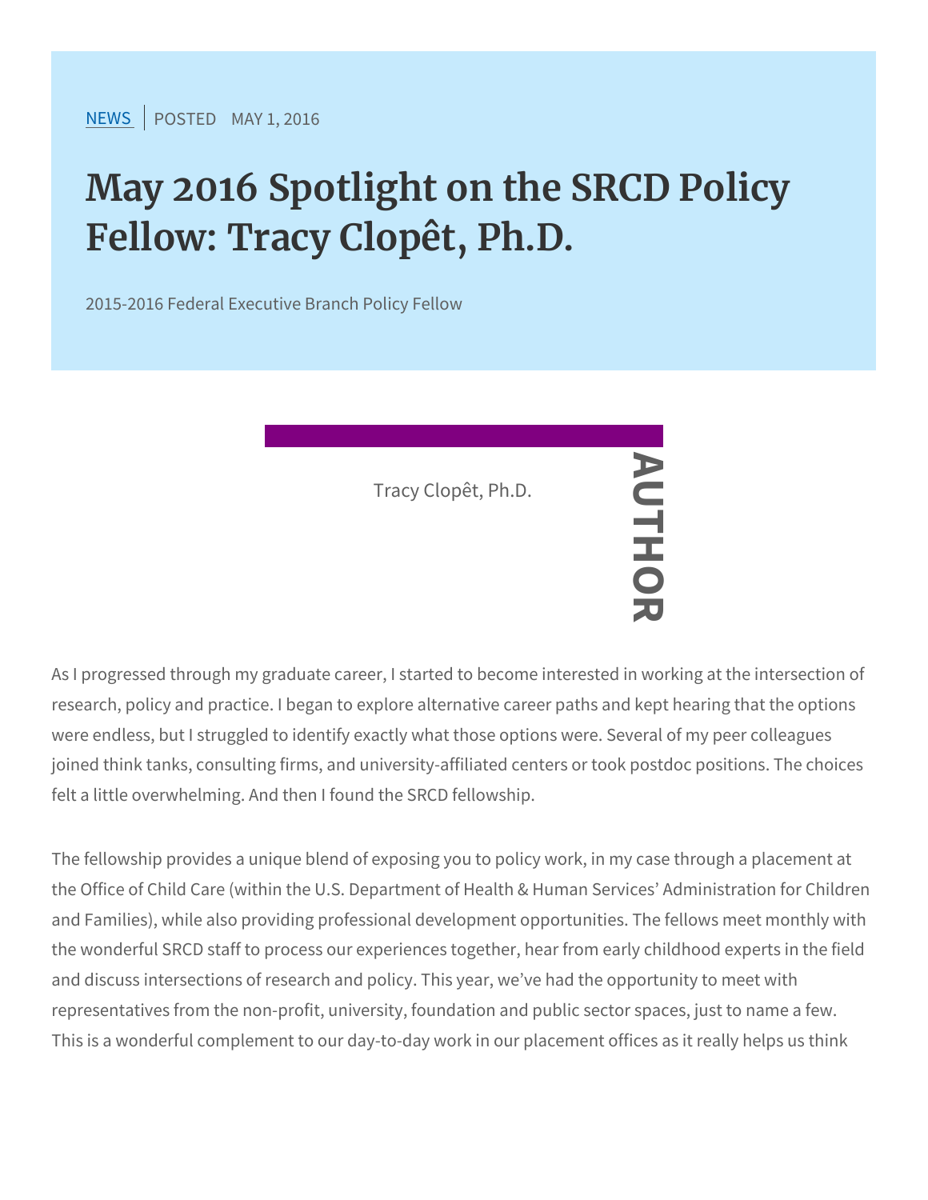NEWS | POSTED MAY 1, 2016

# May 2016 Spotlight on the SRCD Policy Fellow: Tracy Clopêt, Ph.D.

2015-2016 Federal Executive Branch Policy Fellow

AUTHOR

Tracy Clopêt, Ph.D.

As I progressed through my graduate career, I started to become interested in working at the intersection of research, policy and practice. I began to explore alternative career paths and kept hearing that the options were endless, but I struggled to identify exactly what those options were. Several of my peer colleagues joined think tanks, consulting firms, and university-affiliated centers or took postdoc positions. The choices felt a little overwhelming. And then I found the SRCD fellowship.

The fellowship provides a unique blend of exposing you to policy work, in my case through a placement at the Office of Child Care (within the U.S. Department of Health & Human Services' Administration for Children and Families), while also providing professional development opportunities. The fellows meet monthly with the wonderful SRCD staff to process our experiences together, hear from early childhood experts in the field and discuss intersections of research and policy. This year, we've had the opportunity to meet with representatives from the non-profit, university, foundation and public sector spaces, just to name a few. This is a wonderful complement to our day-to-day work in our placement offices as it really helps us think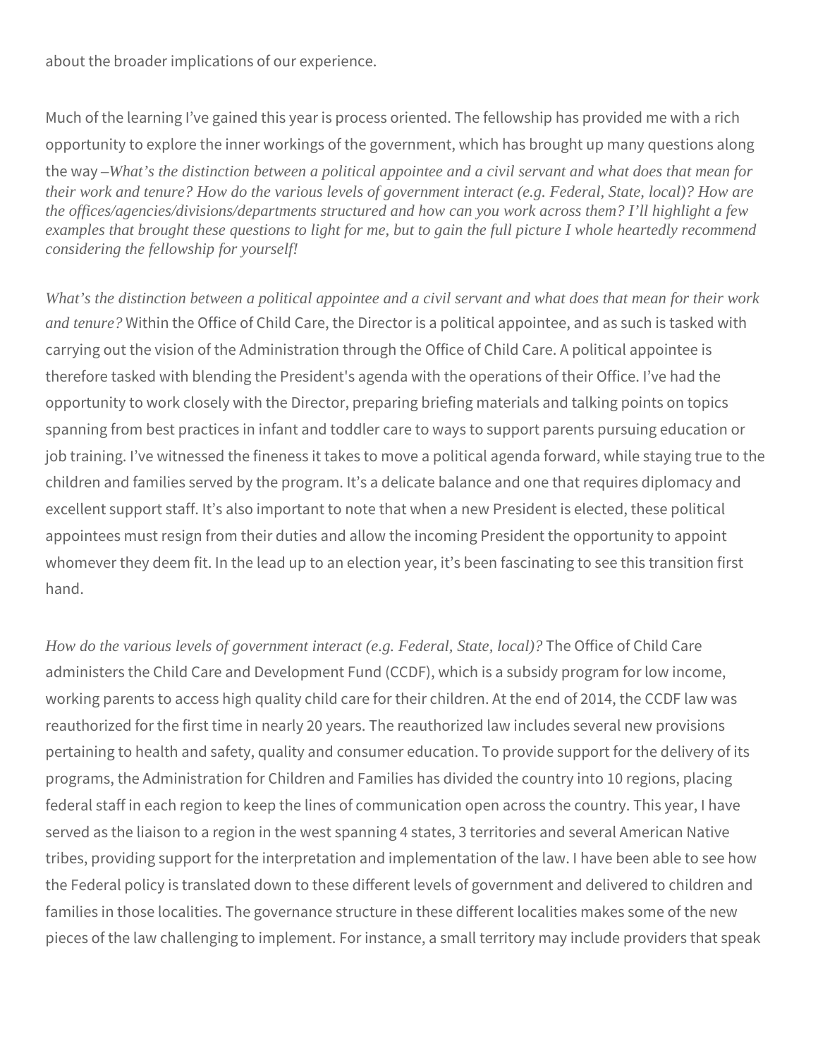about the broader implications of our experience.

Much of the learning I've gained this year is process oriented. The fellowship has provided me with a rich opportunity to explore the inner workings of the government, which has brought up many questions along the way –*What's the distinction between a political appointee and a civil servant and what does that mean for their work and tenure? How do the various levels of government interact (e.g. Federal, State, local)? How are the offices/agencies/divisions/departments structured and how can you work across them? I'll highlight a few examples that brought these questions to light for me, but to gain the full picture I whole heartedly recommend considering the fellowship for yourself!*

*What's the distinction between a political appointee and a civil servant and what does that mean for their work and tenure?* Within the Office of Child Care, the Director is a political appointee, and as such is tasked with carrying out the vision of the Administration through the Office of Child Care. A political appointee is therefore tasked with blending the President's agenda with the operations of their Office. I've had the opportunity to work closely with the Director, preparing briefing materials and talking points on topics spanning from best practices in infant and toddler care to ways to support parents pursuing education or job training. I've witnessed the fineness it takes to move a political agenda forward, while staying true to the children and families served by the program. It's a delicate balance and one that requires diplomacy and excellent support staff. It's also important to note that when a new President is elected, these political appointees must resign from their duties and allow the incoming President the opportunity to appoint whomever they deem fit. In the lead up to an election year, it's been fascinating to see this transition first hand.

*How do the various levels of government interact (e.g. Federal, State, local)?* The Office of Child Care administers the Child Care and Development Fund (CCDF), which is a subsidy program for low income, working parents to access high quality child care for their children. At the end of 2014, the CCDF law was reauthorized for the first time in nearly 20 years. The reauthorized law includes several new provisions pertaining to health and safety, quality and consumer education. To provide support for the delivery of its programs, the Administration for Children and Families has divided the country into 10 regions, placing federal staff in each region to keep the lines of communication open across the country. This year, I have served as the liaison to a region in the west spanning 4 states, 3 territories and several American Native tribes, providing support for the interpretation and implementation of the law. I have been able to see how the Federal policy is translated down to these different levels of government and delivered to children and families in those localities. The governance structure in these different localities makes some of the new pieces of the law challenging to implement. For instance, a small territory may include providers that speak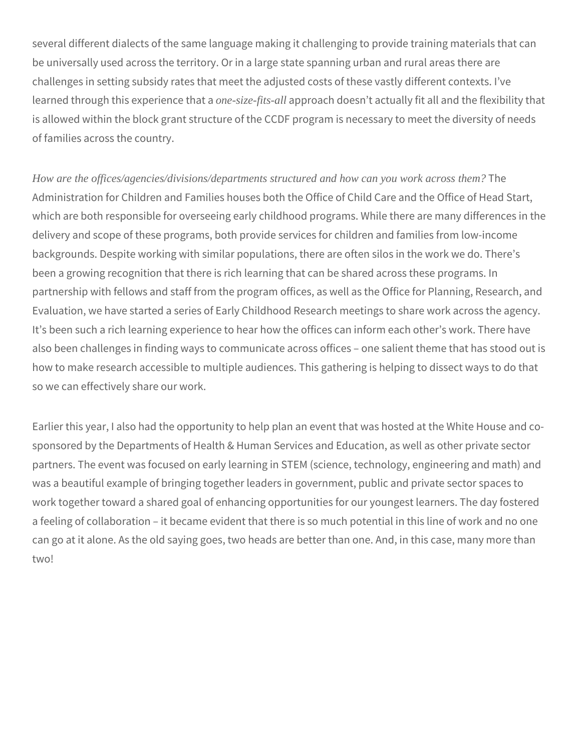several different dialects of the same language making it challenging to provide training materials that can be universally used across the territory. Or in a large state spanning urban and rural areas there are challenges in setting subsidy rates that meet the adjusted costs of these vastly different contexts. I've learned through this experience that a *one-size-fits-all* approach doesn't actually fit all and the flexibility that is allowed within the block grant structure of the CCDF program is necessary to meet the diversity of needs of families across the country.

*How are the offices/agencies/divisions/departments structured and how can you work across them?* The Administration for Children and Families houses both the Office of Child Care and the Office of Head Start, which are both responsible for overseeing early childhood programs. While there are many differences in the delivery and scope of these programs, both provide services for children and families from low-income backgrounds. Despite working with similar populations, there are often silos in the work we do. There's been a growing recognition that there is rich learning that can be shared across these programs. In partnership with fellows and staff from the program offices, as well as the Office for Planning, Research, and Evaluation, we have started a series of Early Childhood Research meetings to share work across the agency. It's been such a rich learning experience to hear how the offices can inform each other's work. There have also been challenges in finding ways to communicate across offices – one salient theme that has stood out is how to make research accessible to multiple audiences. This gathering is helping to dissect ways to do that so we can effectively share our work.

Earlier this year, I also had the opportunity to help plan an event that was hosted at the White House and co-sponsored by the Departments of Health & Human Services and Education, as well as other private sector partners. The event was focused on early learning in STEM (science, technology, engineering and math) and was a beautiful example of bringing together leaders in government, public and private sector spaces to work together toward a shared goal of enhancing opportunities for our youngest learners. The day fostered a feeling of collaboration – it became evident that there is so much potential in this line of work and no one can go at it alone. As the old saying goes, two heads are better than one. And, in this case, many more than two!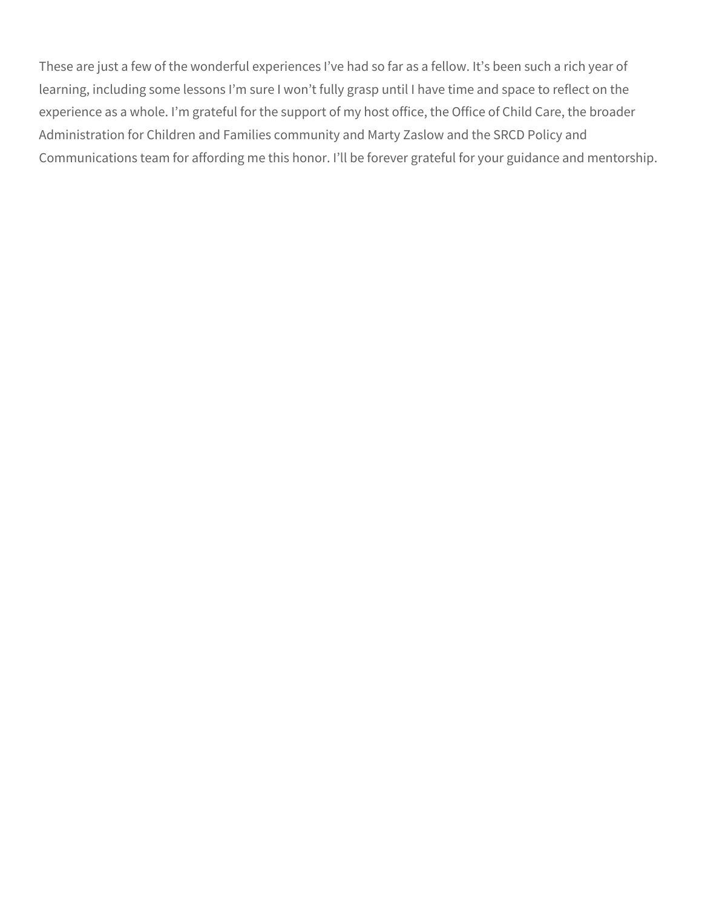These are just a few of the wonderful experiences I've had so far as a fellow. It's been such a rich year of learning, including some lessons I'm sure I won't fully grasp until I have time and space to reflect on the experience as a whole. I'm grateful for the support of my host office, the Office of Child Care, the broader Administration for Children and Families community and Marty Zaslow and the SRCD Policy and Communications team for affording me this honor. I'll be forever grateful for your guidance and mentorship.